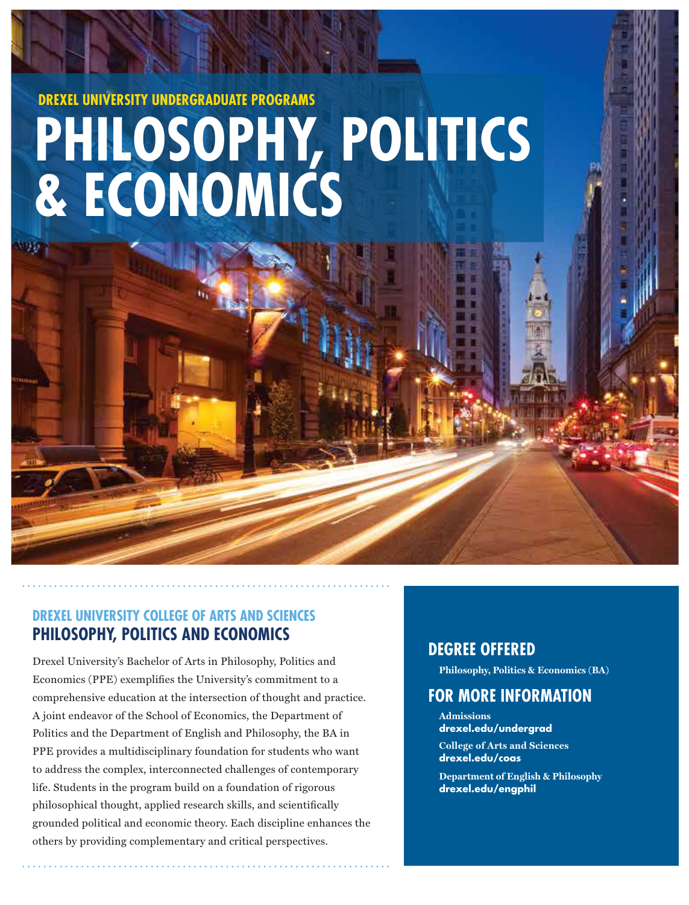DREXEL UNIVERSITY UNDERGRADUATE PROGRAMS

# PHILOSOPHY, POLITICS & ECONOMICS

## DREXEL UNIVERSITY COLLEGE OF ARTS AND SCIENCES
## PHILOSOPHY, POLITICS AND ECONOMICS

Drexel University's Bachelor of Arts in Philosophy, Politics and Economics (PPE) exemplifies the University's commitment to a comprehensive education at the intersection of thought and practice. A joint endeavor of the School of Economics, the Department of Politics and the Department of English and Philosophy, the BA in PPE provides a multidisciplinary foundation for students who want to address the complex, interconnected challenges of contemporary life. Students in the program build on a foundation of rigorous philosophical thought, applied research skills, and scientifically grounded political and economic theory. Each discipline enhances the others by providing complementary and critical perspectives.

## DEGREE OFFERED

**Philosophy, Politics & Economics (BA)**

## FOR MORE INFORMATION

**Admissions**
**drexel.edu/undergrad**

**College of Arts and Sciences**
**drexel.edu/coas**

**Department of English & Philosophy**
**drexel.edu/engphil**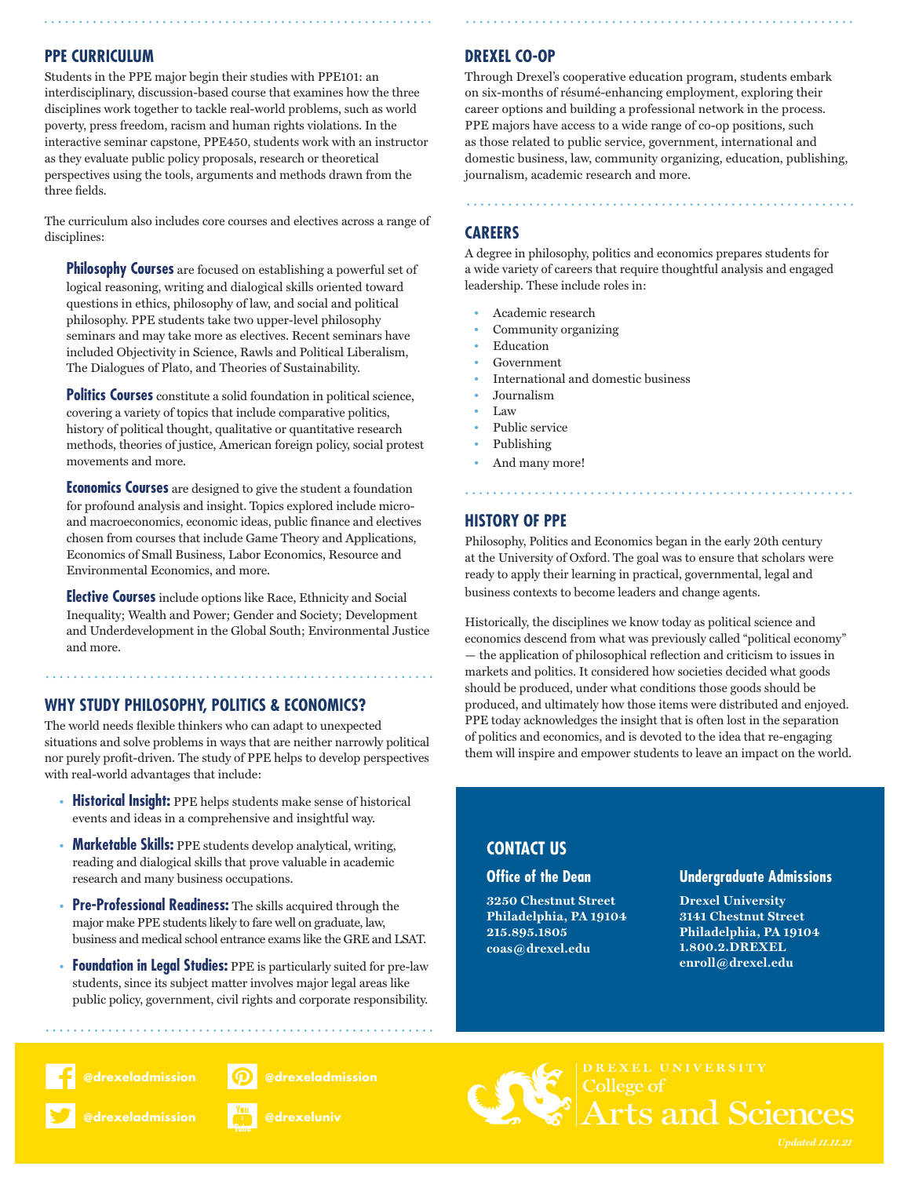## PPE CURRICULUM

Students in the PPE major begin their studies with PPE101: an interdisciplinary, discussion-based course that examines how the three disciplines work together to tackle real-world problems, such as world poverty, press freedom, racism and human rights violations. In the interactive seminar capstone, PPE450, students work with an instructor as they evaluate public policy proposals, research or theoretical perspectives using the tools, arguments and methods drawn from the three fields.

The curriculum also includes core courses and electives across a range of disciplines:

**Philosophy Courses** are focused on establishing a powerful set of logical reasoning, writing and dialogical skills oriented toward questions in ethics, philosophy of law, and social and political philosophy. PPE students take two upper-level philosophy seminars and may take more as electives. Recent seminars have included Objectivity in Science, Rawls and Political Liberalism, The Dialogues of Plato, and Theories of Sustainability.

**Politics Courses** constitute a solid foundation in political science, covering a variety of topics that include comparative politics, history of political thought, qualitative or quantitative research methods, theories of justice, American foreign policy, social protest movements and more.

**Economics Courses** are designed to give the student a foundation for profound analysis and insight. Topics explored include micro- and macroeconomics, economic ideas, public finance and electives chosen from courses that include Game Theory and Applications, Economics of Small Business, Labor Economics, Resource and Environmental Economics, and more.

**Elective Courses** include options like Race, Ethnicity and Social Inequality; Wealth and Power; Gender and Society; Development and Underdevelopment in the Global South; Environmental Justice and more.

## WHY STUDY PHILOSOPHY, POLITICS & ECONOMICS?

The world needs flexible thinkers who can adapt to unexpected situations and solve problems in ways that are neither narrowly political nor purely profit-driven. The study of PPE helps to develop perspectives with real-world advantages that include:

- **Historical Insight:** PPE helps students make sense of historical events and ideas in a comprehensive and insightful way.
- **Marketable Skills:** PPE students develop analytical, writing, reading and dialogical skills that prove valuable in academic research and many business occupations.
- **Pre-Professional Readiness:** The skills acquired through the major make PPE students likely to fare well on graduate, law, business and medical school entrance exams like the GRE and LSAT.
- **Foundation in Legal Studies:** PPE is particularly suited for pre-law students, since its subject matter involves major legal areas like public policy, government, civil rights and corporate responsibility.

## DREXEL CO-OP

Through Drexel's cooperative education program, students embark on six-months of résumé-enhancing employment, exploring their career options and building a professional network in the process. PPE majors have access to a wide range of co-op positions, such as those related to public service, government, international and domestic business, law, community organizing, education, publishing, journalism, academic research and more.

## CAREERS

A degree in philosophy, politics and economics prepares students for a wide variety of careers that require thoughtful analysis and engaged leadership. These include roles in:

- Academic research
- Community organizing
- Education
- Government
- International and domestic business
- Journalism
- Law
- Public service
- Publishing
- And many more!

## HISTORY OF PPE

Philosophy, Politics and Economics began in the early 20th century at the University of Oxford. The goal was to ensure that scholars were ready to apply their learning in practical, governmental, legal and business contexts to become leaders and change agents.

Historically, the disciplines we know today as political science and economics descend from what was previously called "political economy" — the application of philosophical reflection and criticism to issues in markets and politics. It considered how societies decided what goods should be produced, under what conditions those goods should be produced, and ultimately how those items were distributed and enjoyed. PPE today acknowledges the insight that is often lost in the separation of politics and economics, and is devoted to the idea that re-engaging them will inspire and empower students to leave an impact on the world.

## CONTACT US

### Office of the Dean

3250 Chestnut Street
Philadelphia, PA 19104
215.895.1805
coas@drexel.edu

### Undergraduate Admissions

Drexel University
3141 Chestnut Street
Philadelphia, PA 19104
1.800.2.DREXEL
enroll@drexel.edu

@drexeladmission
@drexeladmission
@drexeladmission
@drexeluniv

DREXEL UNIVERSITY
College of Arts and Sciences

*Updated 11.11.21*